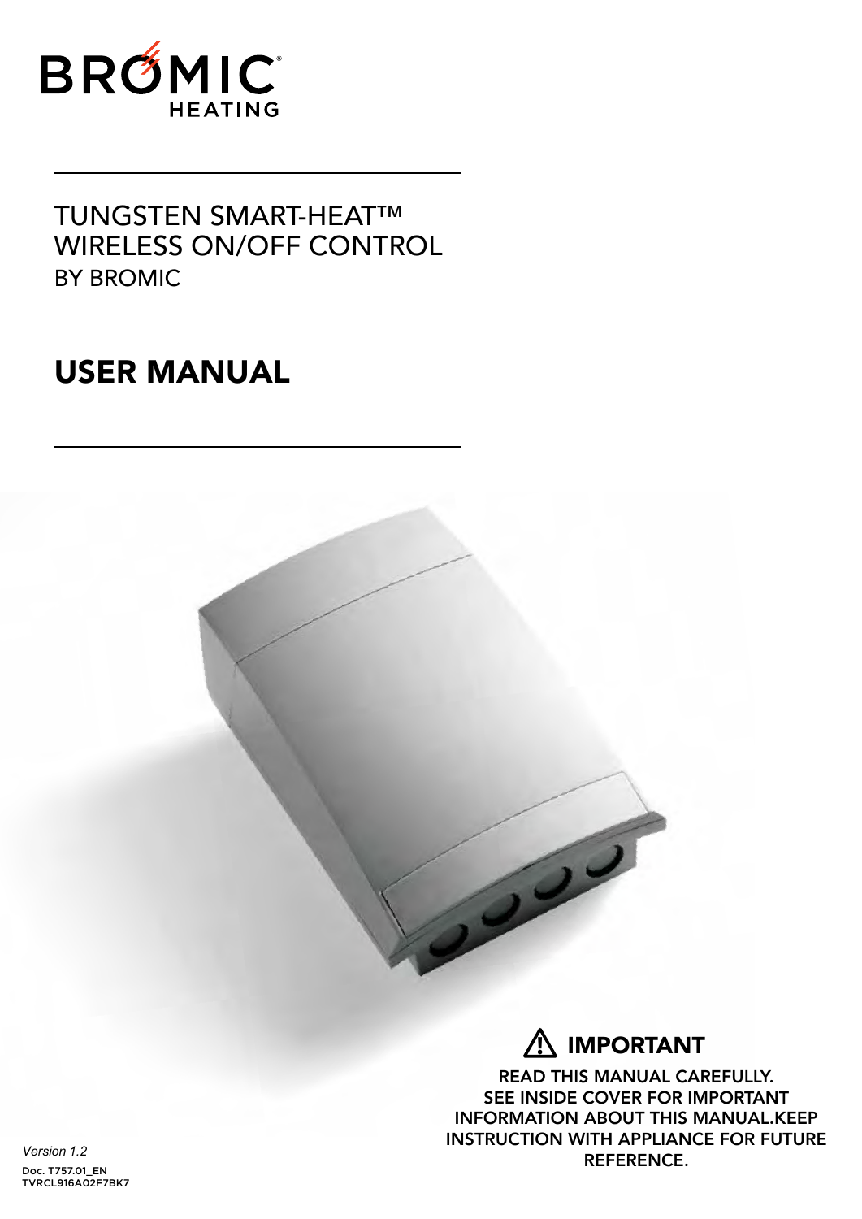BROMIC HEATING

TUNGSTEN SMART-HEAT™
WIRELESS ON/OFF CONTROL
BY BROMIC

# USER MANUAL

## ⚠ IMPORTANT

READ THIS MANUAL CAREFULLY.
SEE INSIDE COVER FOR IMPORTANT INFORMATION ABOUT THIS MANUAL.KEEP INSTRUCTION WITH APPLIANCE FOR FUTURE REFERENCE.

*Version 1.2*

Doc. T757.01_EN
TVRCL916A02F7BK7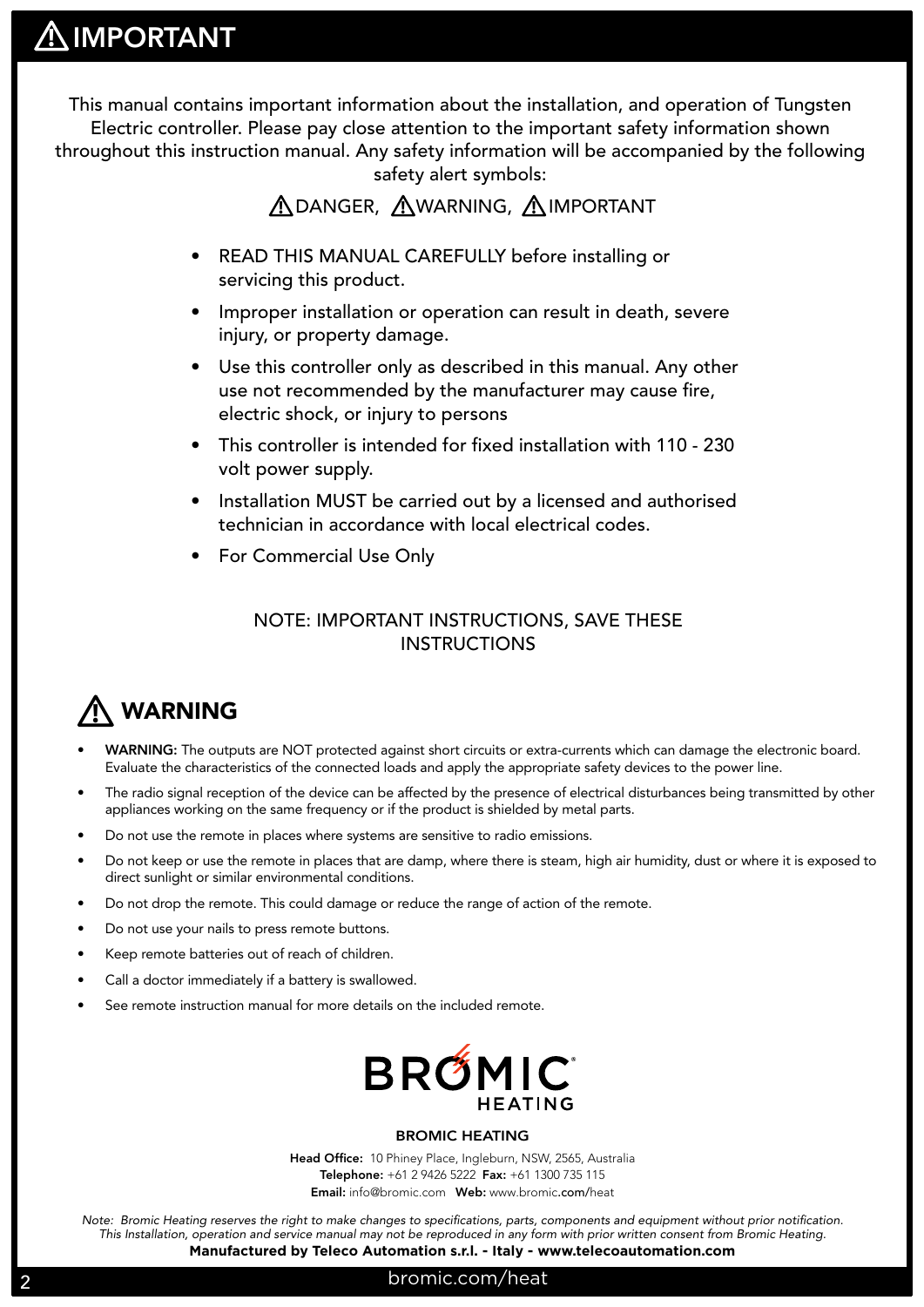# ⚠ IMPORTANT

This manual contains important information about the installation, and operation of Tungsten Electric controller. Please pay close attention to the important safety information shown throughout this instruction manual. Any safety information will be accompanied by the following safety alert symbols:

⚠DANGER, ⚠WARNING, ⚠IMPORTANT

- READ THIS MANUAL CAREFULLY before installing or servicing this product.
- Improper installation or operation can result in death, severe injury, or property damage.
- Use this controller only as described in this manual. Any other use not recommended by the manufacturer may cause fire, electric shock, or injury to persons
- This controller is intended for fixed installation with 110 - 230 volt power supply.
- Installation MUST be carried out by a licensed and authorised technician in accordance with local electrical codes.
- For Commercial Use Only

NOTE: IMPORTANT INSTRUCTIONS, SAVE THESE INSTRUCTIONS

## ⚠ WARNING

- **WARNING:** The outputs are NOT protected against short circuits or extra-currents which can damage the electronic board. Evaluate the characteristics of the connected loads and apply the appropriate safety devices to the power line.
- The radio signal reception of the device can be affected by the presence of electrical disturbances being transmitted by other appliances working on the same frequency or if the product is shielded by metal parts.
- Do not use the remote in places where systems are sensitive to radio emissions.
- Do not keep or use the remote in places that are damp, where there is steam, high air humidity, dust or where it is exposed to direct sunlight or similar environmental conditions.
- Do not drop the remote. This could damage or reduce the range of action of the remote.
- Do not use your nails to press remote buttons.
- Keep remote batteries out of reach of children.
- Call a doctor immediately if a battery is swallowed.
- See remote instruction manual for more details on the included remote.

BROMIC HEATING

**BROMIC HEATING**

**Head Office:** 10 Phiney Place, Ingleburn, NSW, 2565, Australia
**Telephone:** +61 2 9426 5222 **Fax:** +61 1300 735 115
**Email:** info@bromic.com **Web:** www.bromic.com/heat

*Note: Bromic Heating reserves the right to make changes to specifications, parts, components and equipment without prior notification. This Installation, operation and service manual may not be reproduced in any form with prior written consent from Bromic Heating.*

**Manufactured by Teleco Automation s.r.l. - Italy - www.telecoautomation.com**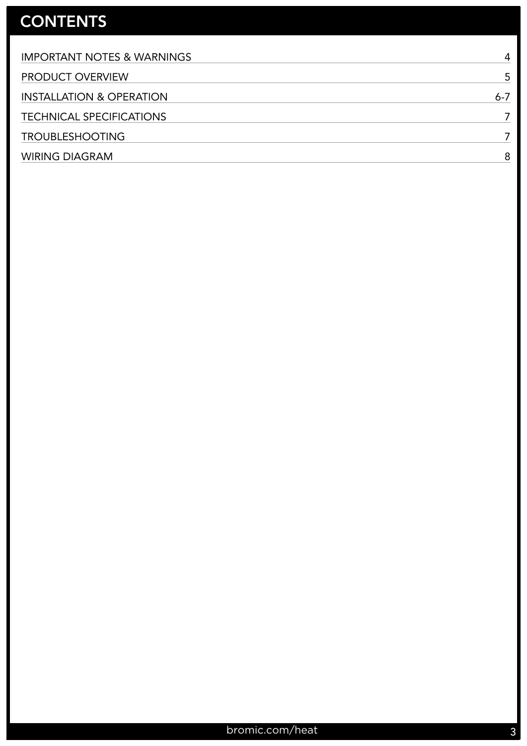# CONTENTS

| | |
|---|---|
| IMPORTANT NOTES & WARNINGS | 4 |
| PRODUCT OVERVIEW | 5 |
| INSTALLATION & OPERATION | 6-7 |
| TECHNICAL SPECIFICATIONS | 7 |
| TROUBLESHOOTING | 7 |
| WIRING DIAGRAM | 8 |

bromic.com/heat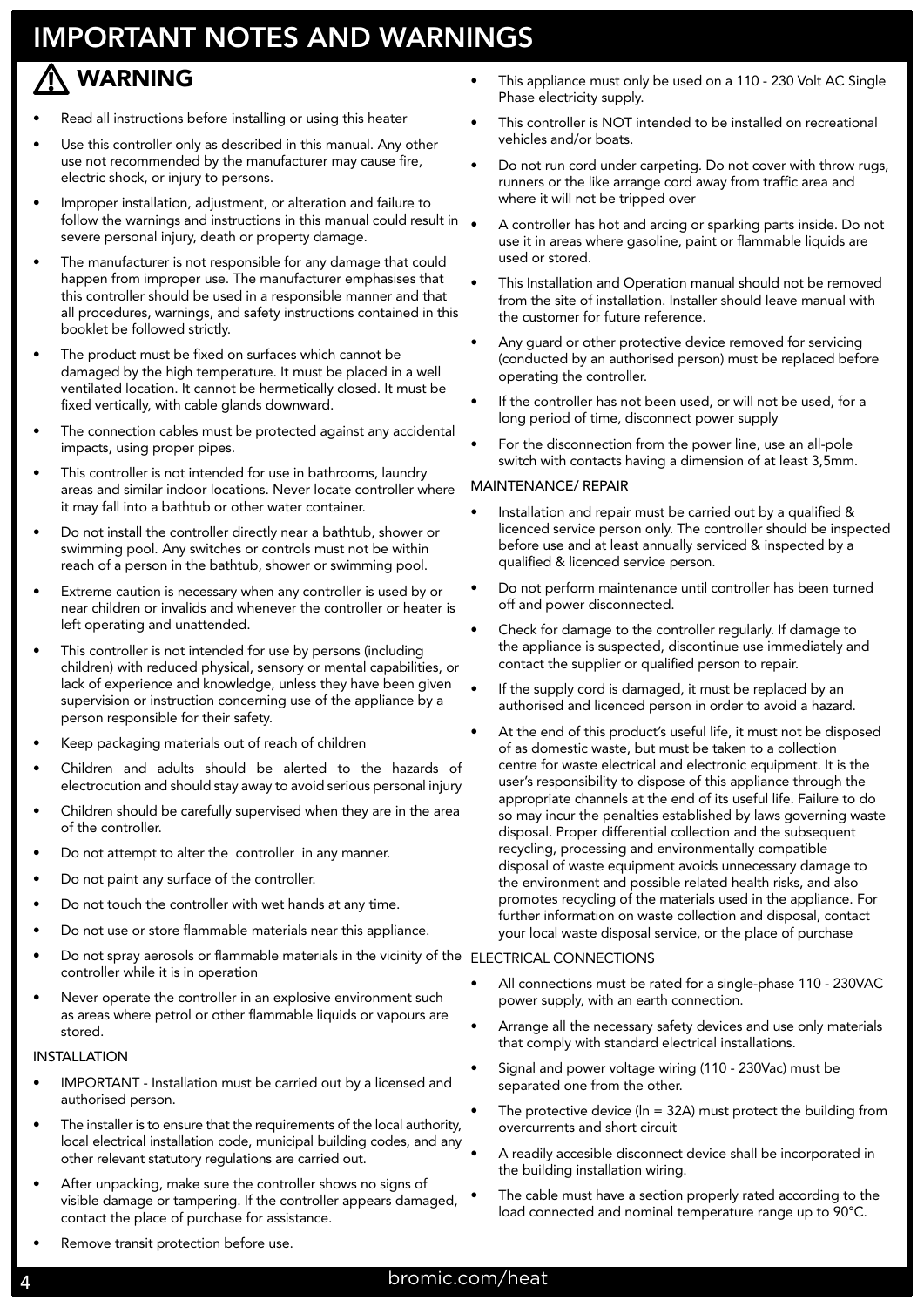# IMPORTANT NOTES AND WARNINGS

## ⚠ WARNING

- Read all instructions before installing or using this heater
- Use this controller only as described in this manual. Any other use not recommended by the manufacturer may cause fire, electric shock, or injury to persons.
- Improper installation, adjustment, or alteration and failure to follow the warnings and instructions in this manual could result in severe personal injury, death or property damage.
- The manufacturer is not responsible for any damage that could happen from improper use. The manufacturer emphasises that this controller should be used in a responsible manner and that all procedures, warnings, and safety instructions contained in this booklet be followed strictly.
- The product must be fixed on surfaces which cannot be damaged by the high temperature. It must be placed in a well ventilated location. It cannot be hermetically closed. It must be fixed vertically, with cable glands downward.
- The connection cables must be protected against any accidental impacts, using proper pipes.
- This controller is not intended for use in bathrooms, laundry areas and similar indoor locations. Never locate controller where it may fall into a bathtub or other water container.
- Do not install the controller directly near a bathtub, shower or swimming pool. Any switches or controls must not be within reach of a person in the bathtub, shower or swimming pool.
- Extreme caution is necessary when any controller is used by or near children or invalids and whenever the controller or heater is left operating and unattended.
- This controller is not intended for use by persons (including children) with reduced physical, sensory or mental capabilities, or lack of experience and knowledge, unless they have been given supervision or instruction concerning use of the appliance by a person responsible for their safety.
- Keep packaging materials out of reach of children
- Children and adults should be alerted to the hazards of electrocution and should stay away to avoid serious personal injury
- Children should be carefully supervised when they are in the area of the controller.
- Do not attempt to alter the controller in any manner.
- Do not paint any surface of the controller.
- Do not touch the controller with wet hands at any time.
- Do not use or store flammable materials near this appliance.
- Do not spray aerosols or flammable materials in the vicinity of the controller while it is in operation
- Never operate the controller in an explosive environment such as areas where petrol or other flammable liquids or vapours are stored.

INSTALLATION

- IMPORTANT - Installation must be carried out by a licensed and authorised person.
- The installer is to ensure that the requirements of the local authority, local electrical installation code, municipal building codes, and any other relevant statutory regulations are carried out.
- After unpacking, make sure the controller shows no signs of visible damage or tampering. If the controller appears damaged, contact the place of purchase for assistance.
- Remove transit protection before use.
- This appliance must only be used on a 110 - 230 Volt AC Single Phase electricity supply.
- This controller is NOT intended to be installed on recreational vehicles and/or boats.
- Do not run cord under carpeting. Do not cover with throw rugs, runners or the like arrange cord away from traffic area and where it will not be tripped over
- A controller has hot and arcing or sparking parts inside. Do not use it in areas where gasoline, paint or flammable liquids are used or stored.
- This Installation and Operation manual should not be removed from the site of installation. Installer should leave manual with the customer for future reference.
- Any guard or other protective device removed for servicing (conducted by an authorised person) must be replaced before operating the controller.
- If the controller has not been used, or will not be used, for a long period of time, disconnect power supply
- For the disconnection from the power line, use an all-pole switch with contacts having a dimension of at least 3,5mm.

MAINTENANCE/ REPAIR

- Installation and repair must be carried out by a qualified & licenced service person only. The controller should be inspected before use and at least annually serviced & inspected by a qualified & licenced service person.
- Do not perform maintenance until controller has been turned off and power disconnected.
- Check for damage to the controller regularly. If damage to the appliance is suspected, discontinue use immediately and contact the supplier or qualified person to repair.
- If the supply cord is damaged, it must be replaced by an authorised and licenced person in order to avoid a hazard.
- At the end of this product's useful life, it must not be disposed of as domestic waste, but must be taken to a collection centre for waste electrical and electronic equipment. It is the user's responsibility to dispose of this appliance through the appropriate channels at the end of its useful life. Failure to do so may incur the penalties established by laws governing waste disposal. Proper differential collection and the subsequent recycling, processing and environmentally compatible disposal of waste equipment avoids unnecessary damage to the environment and possible related health risks, and also promotes recycling of the materials used in the appliance. For further information on waste collection and disposal, contact your local waste disposal service, or the place of purchase

ELECTRICAL CONNECTIONS

- All connections must be rated for a single-phase 110 - 230VAC power supply, with an earth connection.
- Arrange all the necessary safety devices and use only materials that comply with standard electrical installations.
- Signal and power voltage wiring (110 - 230Vac) must be separated one from the other.
- The protective device (ln = 32A) must protect the building from overcurrents and short circuit
- A readily accesible disconnect device shall be incorporated in the building installation wiring.
- The cable must have a section properly rated according to the load connected and nominal temperature range up to 90°C.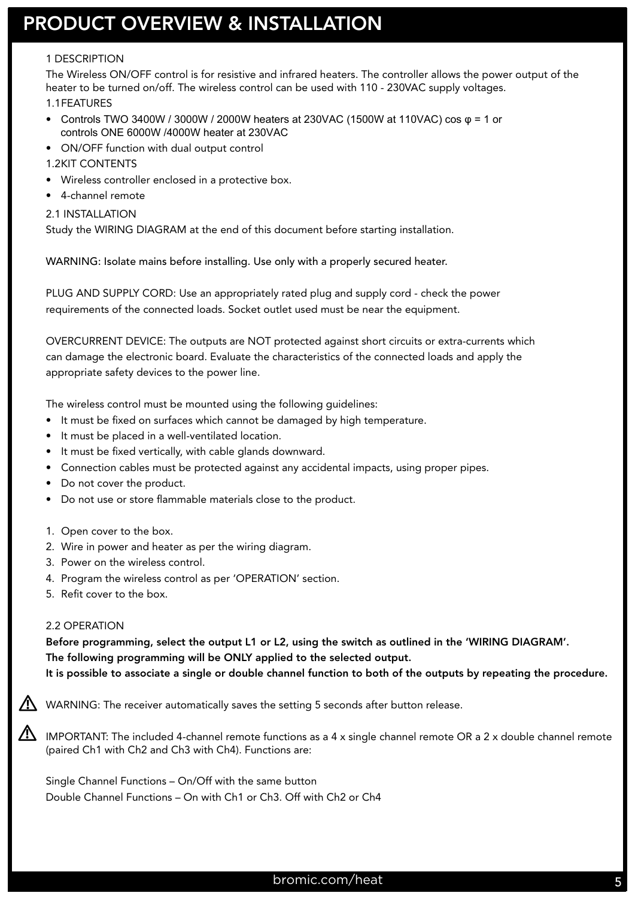# PRODUCT OVERVIEW & INSTALLATION

1 DESCRIPTION

The Wireless ON/OFF control is for resistive and infrared heaters. The controller allows the power output of the heater to be turned on/off. The wireless control can be used with 110 - 230VAC supply voltages.

1.1FEATURES

- Controls TWO 3400W / 3000W / 2000W heaters at 230VAC (1500W at 110VAC) cos φ = 1 or controls ONE 6000W /4000W heater at 230VAC
- ON/OFF function with dual output control

1.2KIT CONTENTS

- Wireless controller enclosed in a protective box.
- 4-channel remote

2.1 INSTALLATION

Study the WIRING DIAGRAM at the end of this document before starting installation.

WARNING: Isolate mains before installing. Use only with a properly secured heater.

PLUG AND SUPPLY CORD: Use an appropriately rated plug and supply cord - check the power requirements of the connected loads. Socket outlet used must be near the equipment.

OVERCURRENT DEVICE: The outputs are NOT protected against short circuits or extra-currents which can damage the electronic board. Evaluate the characteristics of the connected loads and apply the appropriate safety devices to the power line.

The wireless control must be mounted using the following guidelines:

- It must be fixed on surfaces which cannot be damaged by high temperature.
- It must be placed in a well-ventilated location.
- It must be fixed vertically, with cable glands downward.
- Connection cables must be protected against any accidental impacts, using proper pipes.
- Do not cover the product.
- Do not use or store flammable materials close to the product.

1. Open cover to the box.
2. Wire in power and heater as per the wiring diagram.
3. Power on the wireless control.
4. Program the wireless control as per 'OPERATION' section.
5. Refit cover to the box.

2.2 OPERATION

**Before programming, select the output L1 or L2, using the switch as outlined in the 'WIRING DIAGRAM'.**
**The following programming will be ONLY applied to the selected output.**
**It is possible to associate a single or double channel function to both of the outputs by repeating the procedure.**

⚠ WARNING: The receiver automatically saves the setting 5 seconds after button release.

⚠ IMPORTANT: The included 4-channel remote functions as a 4 x single channel remote OR a 2 x double channel remote (paired Ch1 with Ch2 and Ch3 with Ch4). Functions are:

Single Channel Functions – On/Off with the same button

Double Channel Functions – On with Ch1 or Ch3. Off with Ch2 or Ch4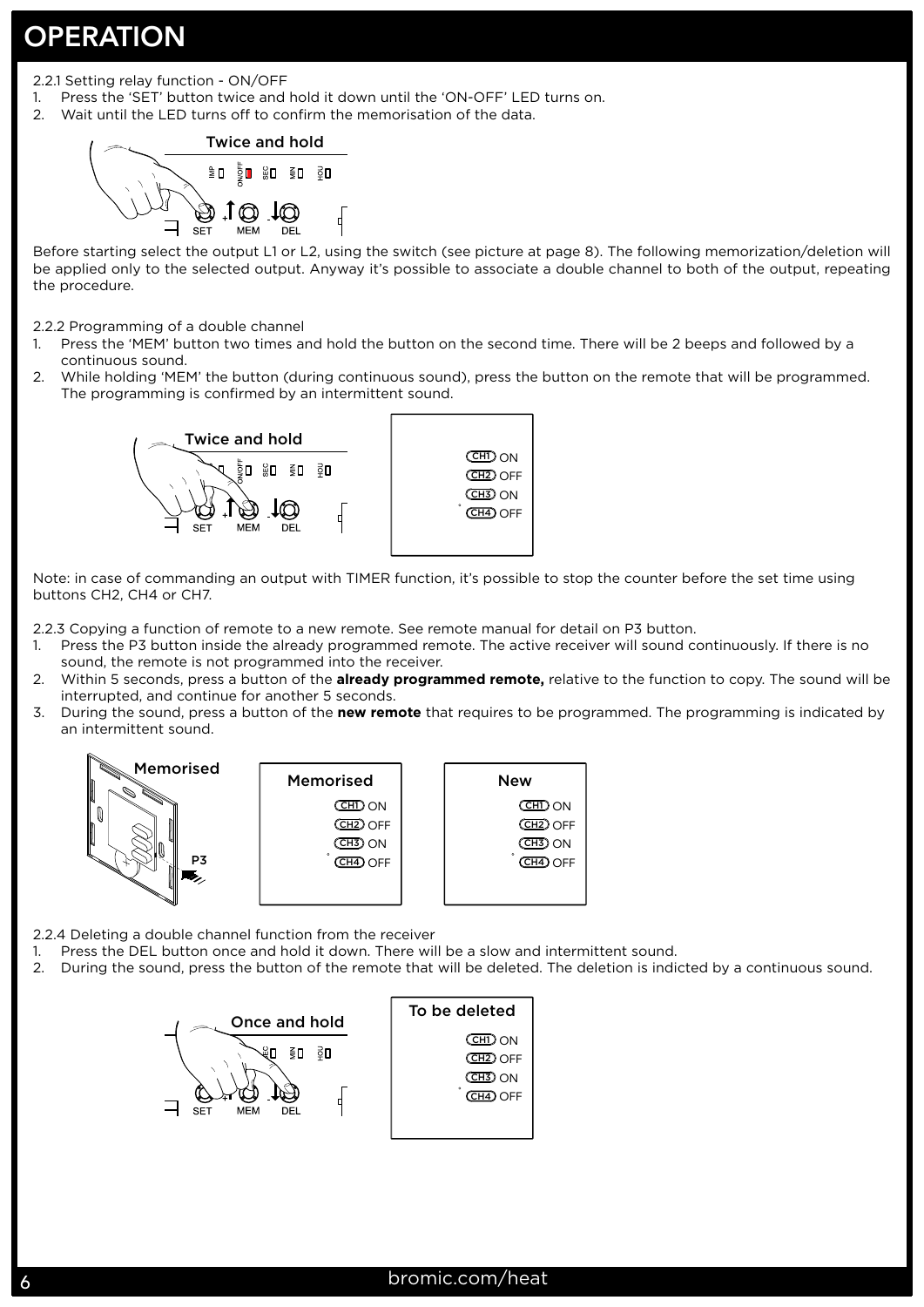# OPERATION

2.2.1 Setting relay function - ON/OFF

1. Press the 'SET' button twice and hold it down until the 'ON-OFF' LED turns on.
2. Wait until the LED turns off to confirm the memorisation of the data.

Twice and hold

Before starting select the output L1 or L2, using the switch (see picture at page 8). The following memorization/deletion will be applied only to the selected output. Anyway it's possible to associate a double channel to both of the output, repeating the procedure.

2.2.2 Programming of a double channel

1. Press the 'MEM' button two times and hold the button on the second time. There will be 2 beeps and followed by a continuous sound.
2. While holding 'MEM' the button (during continuous sound), press the button on the remote that will be programmed. The programming is confirmed by an intermittent sound.

Twice and hold

Note: in case of commanding an output with TIMER function, it's possible to stop the counter before the set time using buttons CH2, CH4 or CH7.

2.2.3 Copying a function of remote to a new remote. See remote manual for detail on P3 button.

1. Press the P3 button inside the already programmed remote. The active receiver will sound continuously. If there is no sound, the remote is not programmed into the receiver.
2. Within 5 seconds, press a button of the **already programmed remote,** relative to the function to copy. The sound will be interrupted, and continue for another 5 seconds.
3. During the sound, press a button of the **new remote** that requires to be programmed. The programming is indicated by an intermittent sound.

Memorised | Memorised | New

2.2.4 Deleting a double channel function from the receiver

1. Press the DEL button once and hold it down. There will be a slow and intermittent sound.
2. During the sound, press the button of the remote that will be deleted. The deletion is indicted by a continuous sound.

Once and hold | To be deleted

bromic.com/heat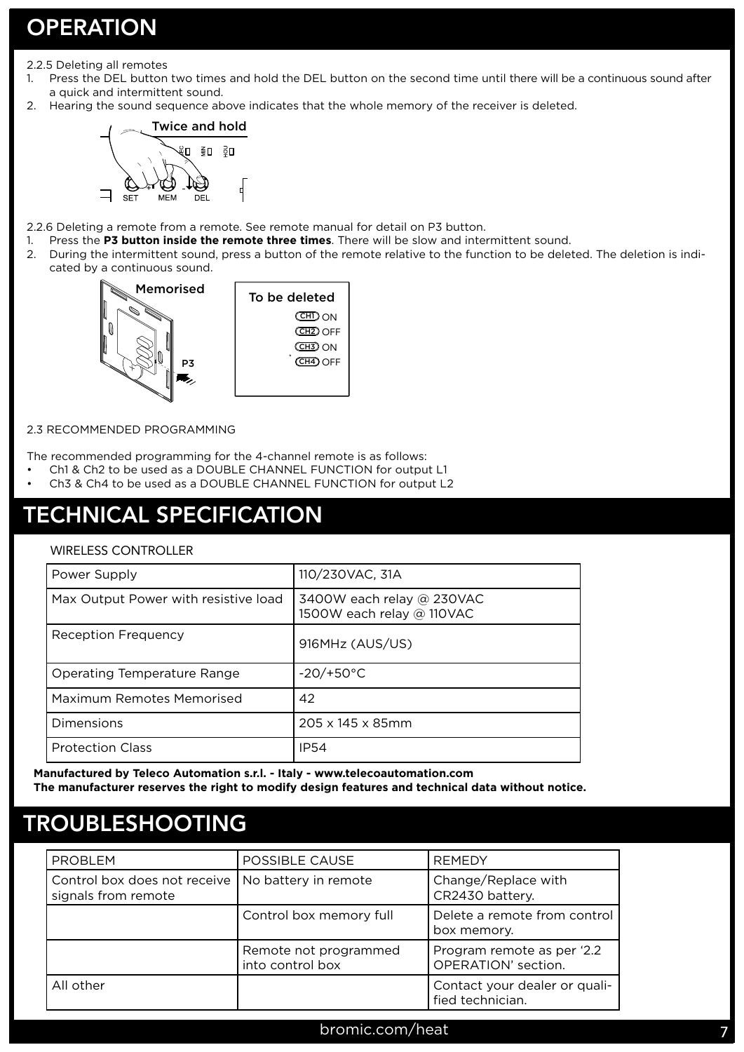# OPERATION

2.2.5 Deleting all remotes

1. Press the DEL button two times and hold the DEL button on the second time until there will be a continuous sound after a quick and intermittent sound.
2. Hearing the sound sequence above indicates that the whole memory of the receiver is deleted.

Twice and hold

2.2.6 Deleting a remote from a remote. See remote manual for detail on P3 button.

1. Press the **P3 button inside the remote three times**. There will be slow and intermittent sound.
2. During the intermittent sound, press a button of the remote relative to the function to be deleted. The deletion is indicated by a continuous sound.

Memorised

To be deleted

2.3 RECOMMENDED PROGRAMMING

The recommended programming for the 4-channel remote is as follows:

- Ch1 & Ch2 to be used as a DOUBLE CHANNEL FUNCTION for output L1
- Ch3 & Ch4 to be used as a DOUBLE CHANNEL FUNCTION for output L2

# TECHNICAL SPECIFICATION

WIRELESS CONTROLLER

| Power Supply | 110/230VAC, 31A |
|---|---|
| Max Output Power with resistive load | 3400W each relay @ 230VAC<br>1500W each relay @ 110VAC |
| Reception Frequency | 916MHz (AUS/US) |
| Operating Temperature Range | -20/+50°C |
| Maximum Remotes Memorised | 42 |
| Dimensions | 205 x 145 x 85mm |
| Protection Class | IP54 |

**Manufactured by Teleco Automation s.r.l. - Italy - www.telecoautomation.com**
**The manufacturer reserves the right to modify design features and technical data without notice.**

# TROUBLESHOOTING

| PROBLEM | POSSIBLE CAUSE | REMEDY |
|---|---|---|
| Control box does not receive signals from remote | No battery in remote | Change/Replace with CR2430 battery. |
| | Control box memory full | Delete a remote from control box memory. |
| | Remote not programmed into control box | Program remote as per '2.2 OPERATION' section. |
| All other | | Contact your dealer or qualified technician. |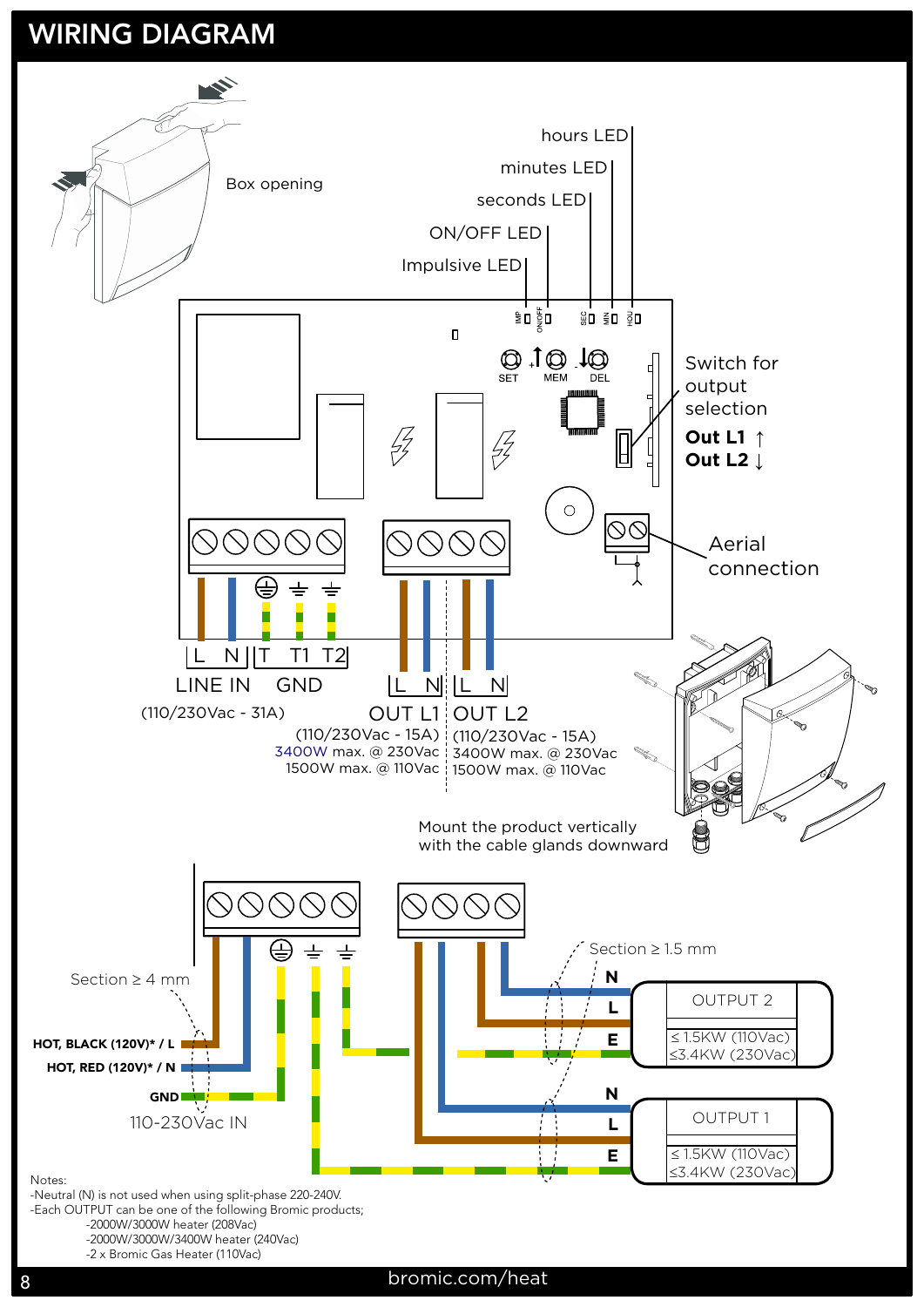# WIRING DIAGRAM

Box opening

hours LED

minutes LED

seconds LED

ON/OFF LED

Impulsive LED

IMP ON/OFF SEC MIN HOU

SET MEM DEL

Switch for output selection

**Out L1** ↑

**Out L2** ↓

Aerial connection

L N T T1 T2

LINE IN GND

(110/230Vac - 31A)

L N | L N

OUT L1 | OUT L2

(110/230Vac - 15A)
3400W max. @ 230Vac
1500W max. @ 110Vac

(110/230Vac - 15A)
3400W max. @ 230Vac
1500W max. @ 110Vac

Mount the product vertically with the cable glands downward

Section ≥ 4 mm

**HOT, BLACK (120V)* / L**

**HOT, RED (120V)* / N**

**GND**

110-230Vac IN

Section ≥ 1.5 mm

**N**
**L**
**E**

OUTPUT 2
≤ 1.5KW (110Vac)
≤3.4KW (230Vac)

**N**
**L**
**E**

OUTPUT 1
≤ 1.5KW (110Vac)
≤3.4KW (230Vac)

Notes:
-Neutral (N) is not used when using split-phase 220-240V.
-Each OUTPUT can be one of the following Bromic products;
- -2000W/3000W heater (208Vac)
- -2000W/3000W/3400W heater (240Vac)
- -2 x Bromic Gas Heater (110Vac)

bromic.com/heat